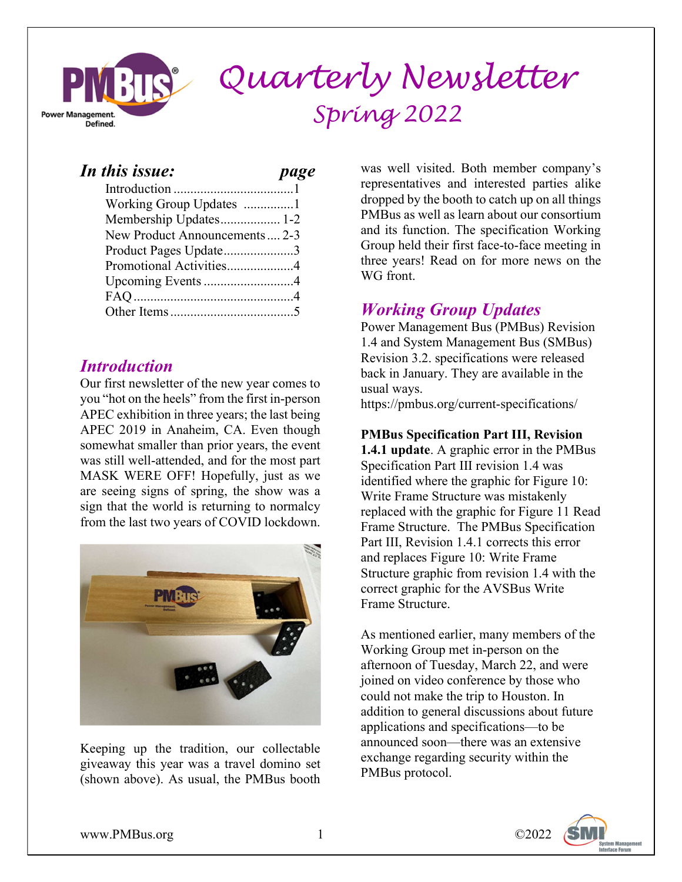# Quarterly Newsletter

## Spring 2022

***In this issue:*** ***page***

| | |
|---|---|
| Introduction | 1 |
| Working Group Updates | 1 |
| Membership Updates | 1-2 |
| New Product Announcements | 2-3 |
| Product Pages Update | 3 |
| Promotional Activities | 4 |
| Upcoming Events | 4 |
| FAQ | 4 |
| Other Items | 5 |

## *Introduction*

Our first newsletter of the new year comes to you "hot on the heels" from the first in-person APEC exhibition in three years; the last being APEC 2019 in Anaheim, CA. Even though somewhat smaller than prior years, the event was still well-attended, and for the most part MASK WERE OFF! Hopefully, just as we are seeing signs of spring, the show was a sign that the world is returning to normalcy from the last two years of COVID lockdown.

Keeping up the tradition, our collectable giveaway this year was a travel domino set (shown above). As usual, the PMBus booth was well visited. Both member company's representatives and interested parties alike dropped by the booth to catch up on all things PMBus as well as learn about our consortium and its function. The specification Working Group held their first face-to-face meeting in three years! Read on for more news on the WG front.

## *Working Group Updates*

Power Management Bus (PMBus) Revision 1.4 and System Management Bus (SMBus) Revision 3.2. specifications were released back in January. They are available in the usual ways.
https://pmbus.org/current-specifications/

**PMBus Specification Part III, Revision 1.4.1 update**. A graphic error in the PMBus Specification Part III revision 1.4 was identified where the graphic for Figure 10: Write Frame Structure was mistakenly replaced with the graphic for Figure 11 Read Frame Structure. The PMBus Specification Part III, Revision 1.4.1 corrects this error and replaces Figure 10: Write Frame Structure graphic from revision 1.4 with the correct graphic for the AVSBus Write Frame Structure.

As mentioned earlier, many members of the Working Group met in-person on the afternoon of Tuesday, March 22, and were joined on video conference by those who could not make the trip to Houston. In addition to general discussions about future applications and specifications—to be announced soon—there was an extensive exchange regarding security within the PMBus protocol.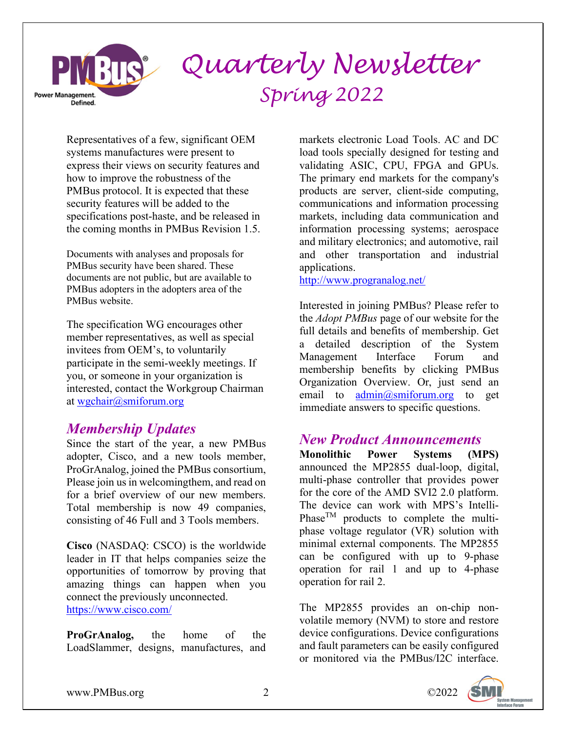Representatives of a few, significant OEM systems manufactures were present to express their views on security features and how to improve the robustness of the PMBus protocol. It is expected that these security features will be added to the specifications post-haste, and be released in the coming months in PMBus Revision 1.5.

Documents with analyses and proposals for PMBus security have been shared. These documents are not public, but are available to PMBus adopters in the adopters area of the PMBus website.

The specification WG encourages other member representatives, as well as special invitees from OEM's, to voluntarily participate in the semi-weekly meetings. If you, or someone in your organization is interested, contact the Workgroup Chairman at wgchair@smiforum.org

## *Membership Updates*

Since the start of the year, a new PMBus adopter, Cisco, and a new tools member, ProGrAnalog, joined the PMBus consortium, Please join us in welcomingthem, and read on for a brief overview of our new members. Total membership is now 49 companies, consisting of 46 Full and 3 Tools members.

**Cisco** (NASDAQ: CSCO) is the worldwide leader in IT that helps companies seize the opportunities of tomorrow by proving that amazing things can happen when you connect the previously unconnected.
https://www.cisco.com/

**ProGrAnalog,** the home of the LoadSlammer, designs, manufactures, and markets electronic Load Tools. AC and DC load tools specially designed for testing and validating ASIC, CPU, FPGA and GPUs. The primary end markets for the company's products are server, client-side computing, communications and information processing markets, including data communication and information processing systems; aerospace and military electronics; and automotive, rail and other transportation and industrial applications.
http://www.progranalog.net/

Interested in joining PMBus? Please refer to the *Adopt PMBus* page of our website for the full details and benefits of membership. Get a detailed description of the System Management Interface Forum and membership benefits by clicking PMBus Organization Overview. Or, just send an email to admin@smiforum.org to get immediate answers to specific questions.

## *New Product Announcements*

**Monolithic Power Systems (MPS)** announced the MP2855 dual-loop, digital, multi-phase controller that provides power for the core of the AMD SVI2 2.0 platform. The device can work with MPS's Intelli-Phase™ products to complete the multi-phase voltage regulator (VR) solution with minimal external components. The MP2855 can be configured with up to 9-phase operation for rail 1 and up to 4-phase operation for rail 2.

The MP2855 provides an on-chip non-volatile memory (NVM) to store and restore device configurations. Device configurations and fault parameters can be easily configured or monitored via the PMBus/I2C interface.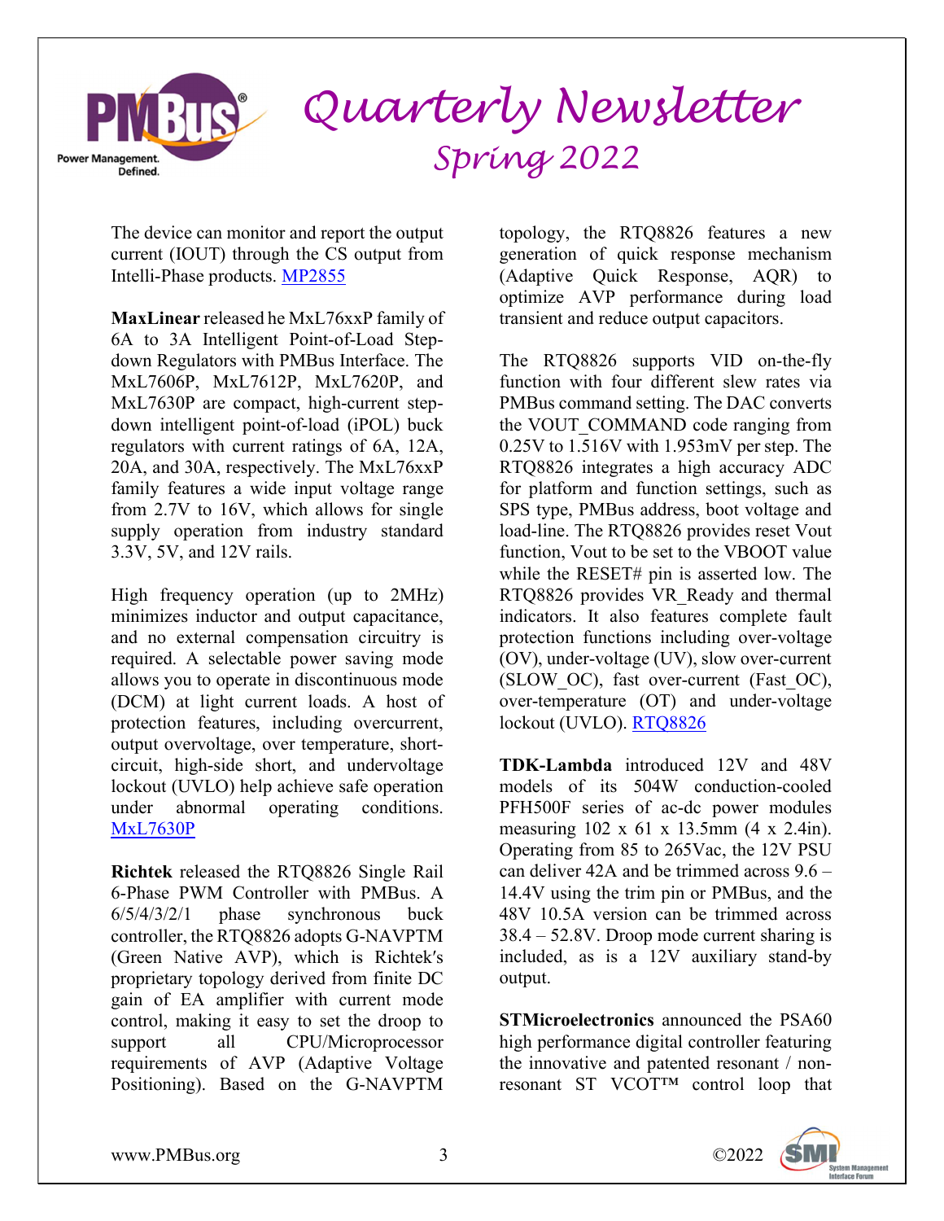The device can monitor and report the output current (IOUT) through the CS output from Intelli-Phase products. MP2855

**MaxLinear** released he MxL76xxP family of 6A to 3A Intelligent Point-of-Load Step-down Regulators with PMBus Interface. The MxL7606P, MxL7612P, MxL7620P, and MxL7630P are compact, high-current step-down intelligent point-of-load (iPOL) buck regulators with current ratings of 6A, 12A, 20A, and 30A, respectively. The MxL76xxP family features a wide input voltage range from 2.7V to 16V, which allows for single supply operation from industry standard 3.3V, 5V, and 12V rails.

High frequency operation (up to 2MHz) minimizes inductor and output capacitance, and no external compensation circuitry is required. A selectable power saving mode allows you to operate in discontinuous mode (DCM) at light current loads. A host of protection features, including overcurrent, output overvoltage, over temperature, short-circuit, high-side short, and undervoltage lockout (UVLO) help achieve safe operation under abnormal operating conditions. MxL7630P

**Richtek** released the RTQ8826 Single Rail 6-Phase PWM Controller with PMBus. A 6/5/4/3/2/1 phase synchronous buck controller, the RTQ8826 adopts G-NAVPTM (Green Native AVP), which is Richtek′s proprietary topology derived from finite DC gain of EA amplifier with current mode control, making it easy to set the droop to support all CPU/Microprocessor requirements of AVP (Adaptive Voltage Positioning). Based on the G-NAVPTM topology, the RTQ8826 features a new generation of quick response mechanism (Adaptive Quick Response, AQR) to optimize AVP performance during load transient and reduce output capacitors.

The RTQ8826 supports VID on-the-fly function with four different slew rates via PMBus command setting. The DAC converts the VOUT_COMMAND code ranging from 0.25V to 1.516V with 1.953mV per step. The RTQ8826 integrates a high accuracy ADC for platform and function settings, such as SPS type, PMBus address, boot voltage and load-line. The RTQ8826 provides reset Vout function, Vout to be set to the VBOOT value while the RESET# pin is asserted low. The RTQ8826 provides VR_Ready and thermal indicators. It also features complete fault protection functions including over-voltage (OV), under-voltage (UV), slow over-current (SLOW_OC), fast over-current (Fast_OC), over-temperature (OT) and under-voltage lockout (UVLO). RTQ8826

**TDK-Lambda** introduced 12V and 48V models of its 504W conduction-cooled PFH500F series of ac-dc power modules measuring 102 x 61 x 13.5mm (4 x 2.4in). Operating from 85 to 265Vac, the 12V PSU can deliver 42A and be trimmed across 9.6 – 14.4V using the trim pin or PMBus, and the 48V 10.5A version can be trimmed across 38.4 – 52.8V. Droop mode current sharing is included, as is a 12V auxiliary stand-by output.

**STMicroelectronics** announced the PSA60 high performance digital controller featuring the innovative and patented resonant / non-resonant ST VCOT™ control loop that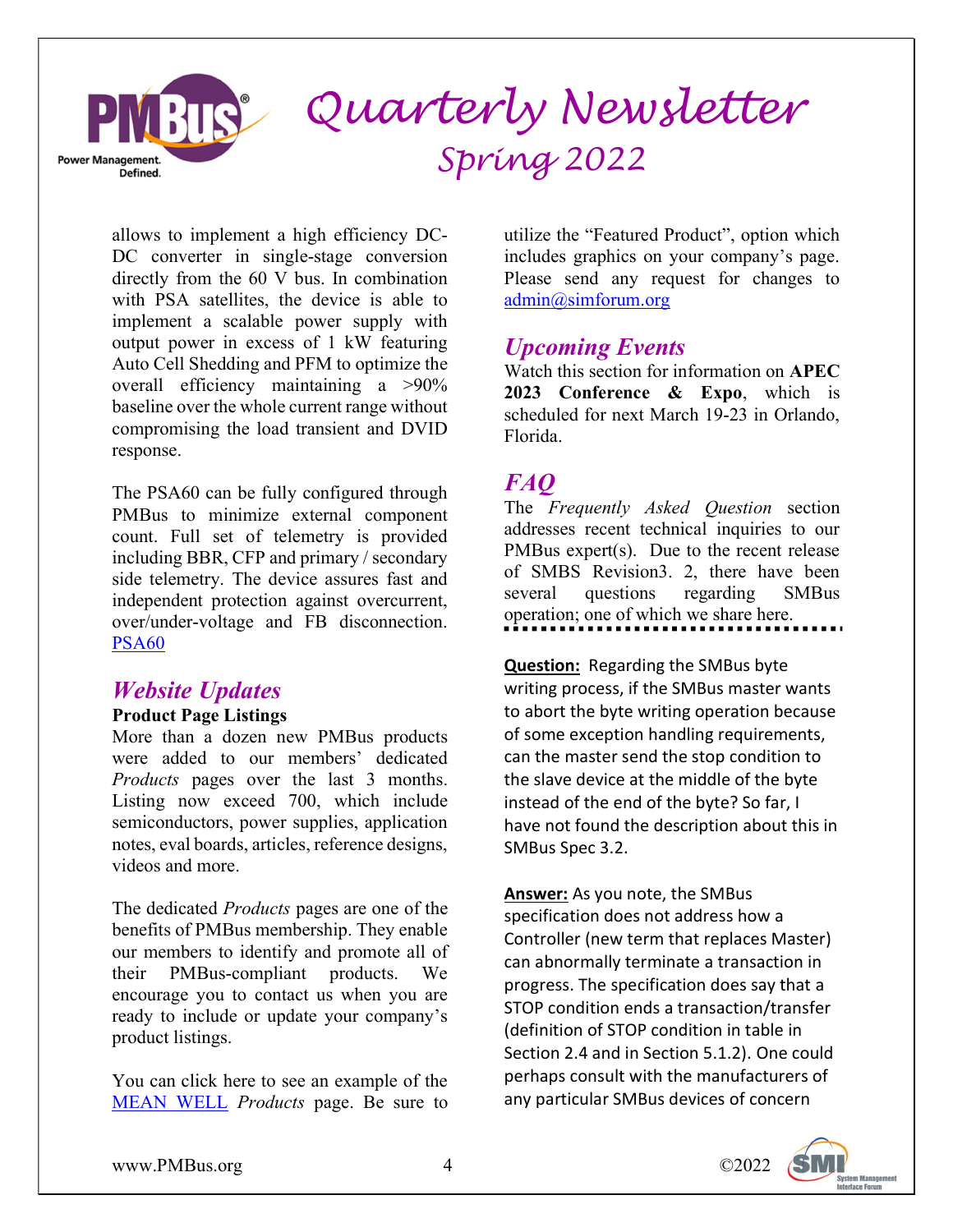allows to implement a high efficiency DC-DC converter in single-stage conversion directly from the 60 V bus. In combination with PSA satellites, the device is able to implement a scalable power supply with output power in excess of 1 kW featuring Auto Cell Shedding and PFM to optimize the overall efficiency maintaining a >90% baseline over the whole current range without compromising the load transient and DVID response.

The PSA60 can be fully configured through PMBus to minimize external component count. Full set of telemetry is provided including BBR, CFP and primary / secondary side telemetry. The device assures fast and independent protection against overcurrent, over/under-voltage and FB disconnection. PSA60

## *Website Updates*

**Product Page Listings**

More than a dozen new PMBus products were added to our members' dedicated *Products* pages over the last 3 months. Listing now exceed 700, which include semiconductors, power supplies, application notes, eval boards, articles, reference designs, videos and more.

The dedicated *Products* pages are one of the benefits of PMBus membership. They enable our members to identify and promote all of their PMBus-compliant products. We encourage you to contact us when you are ready to include or update your company's product listings.

You can click here to see an example of the MEAN WELL *Products* page. Be sure to utilize the "Featured Product", option which includes graphics on your company's page. Please send any request for changes to admin@simforum.org

## *Upcoming Events*

Watch this section for information on **APEC 2023 Conference & Expo**, which is scheduled for next March 19-23 in Orlando, Florida.

## *FAQ*

The *Frequently Asked Question* section addresses recent technical inquiries to our PMBus expert(s). Due to the recent release of SMBS Revision3. 2, there have been several questions regarding SMBus operation; one of which we share here.

**Question:** Regarding the SMBus byte writing process, if the SMBus master wants to abort the byte writing operation because of some exception handling requirements, can the master send the stop condition to the slave device at the middle of the byte instead of the end of the byte? So far, I have not found the description about this in SMBus Spec 3.2.

**Answer:** As you note, the SMBus specification does not address how a Controller (new term that replaces Master) can abnormally terminate a transaction in progress. The specification does say that a STOP condition ends a transaction/transfer (definition of STOP condition in table in Section 2.4 and in Section 5.1.2). One could perhaps consult with the manufacturers of any particular SMBus devices of concern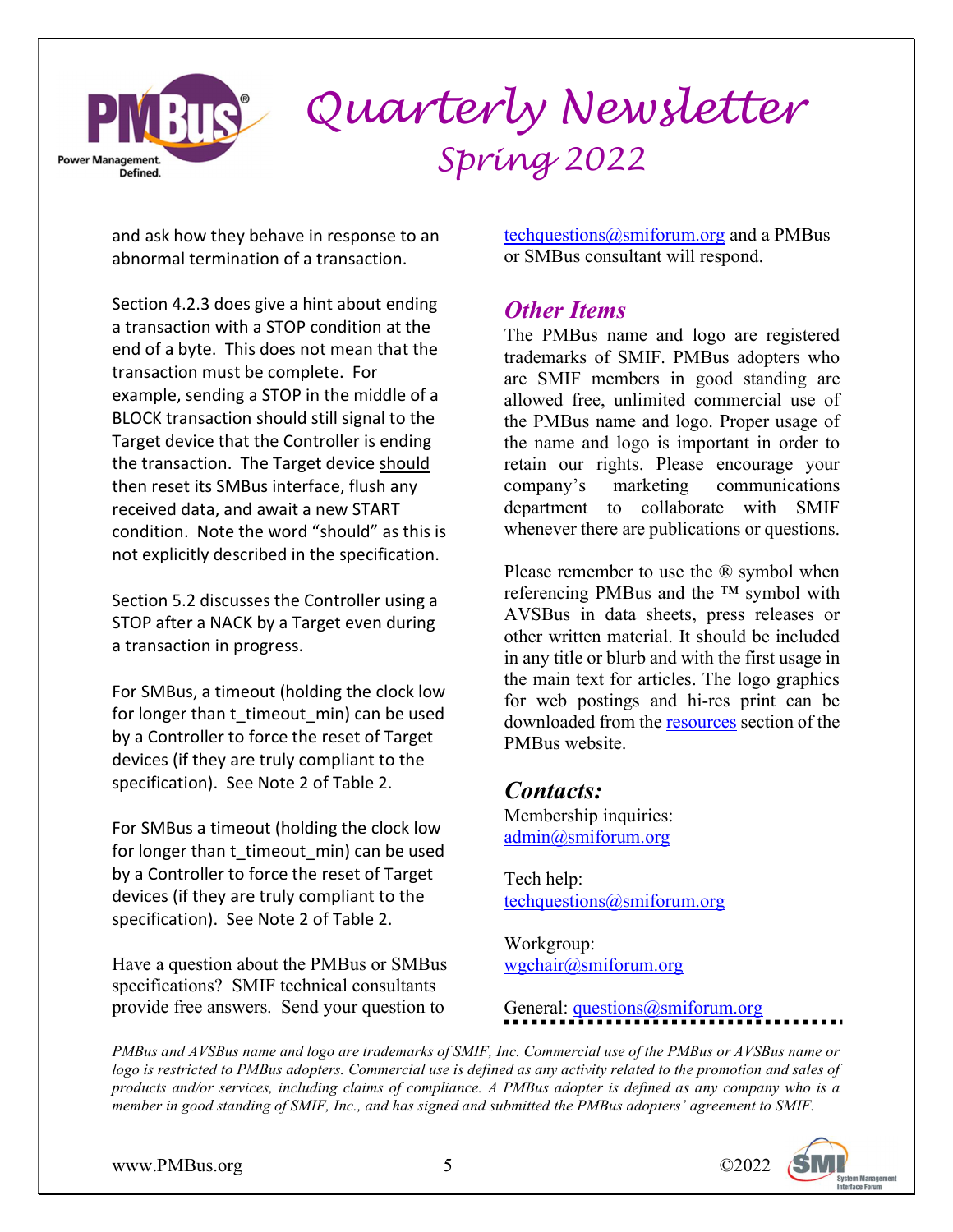and ask how they behave in response to an abnormal termination of a transaction.

Section 4.2.3 does give a hint about ending a transaction with a STOP condition at the end of a byte. This does not mean that the transaction must be complete. For example, sending a STOP in the middle of a BLOCK transaction should still signal to the Target device that the Controller is ending the transaction. The Target device should then reset its SMBus interface, flush any received data, and await a new START condition. Note the word "should" as this is not explicitly described in the specification.

Section 5.2 discusses the Controller using a STOP after a NACK by a Target even during a transaction in progress.

For SMBus, a timeout (holding the clock low for longer than t_timeout_min) can be used by a Controller to force the reset of Target devices (if they are truly compliant to the specification). See Note 2 of Table 2.

For SMBus a timeout (holding the clock low for longer than t_timeout_min) can be used by a Controller to force the reset of Target devices (if they are truly compliant to the specification). See Note 2 of Table 2.

Have a question about the PMBus or SMBus specifications? SMIF technical consultants provide free answers. Send your question to techquestions@smiforum.org and a PMBus or SMBus consultant will respond.

## *Other Items*

The PMBus name and logo are registered trademarks of SMIF. PMBus adopters who are SMIF members in good standing are allowed free, unlimited commercial use of the PMBus name and logo. Proper usage of the name and logo is important in order to retain our rights. Please encourage your company's marketing communications department to collaborate with SMIF whenever there are publications or questions.

Please remember to use the ® symbol when referencing PMBus and the ™ symbol with AVSBus in data sheets, press releases or other written material. It should be included in any title or blurb and with the first usage in the main text for articles. The logo graphics for web postings and hi-res print can be downloaded from the resources section of the PMBus website.

## *Contacts:*

Membership inquiries:
admin@smiforum.org

Tech help:
techquestions@smiforum.org

Workgroup:
wgchair@smiforum.org

General: questions@smiforum.org

*PMBus and AVSBus name and logo are trademarks of SMIF, Inc. Commercial use of the PMBus or AVSBus name or logo is restricted to PMBus adopters. Commercial use is defined as any activity related to the promotion and sales of products and/or services, including claims of compliance. A PMBus adopter is defined as any company who is a member in good standing of SMIF, Inc., and has signed and submitted the PMBus adopters' agreement to SMIF.*